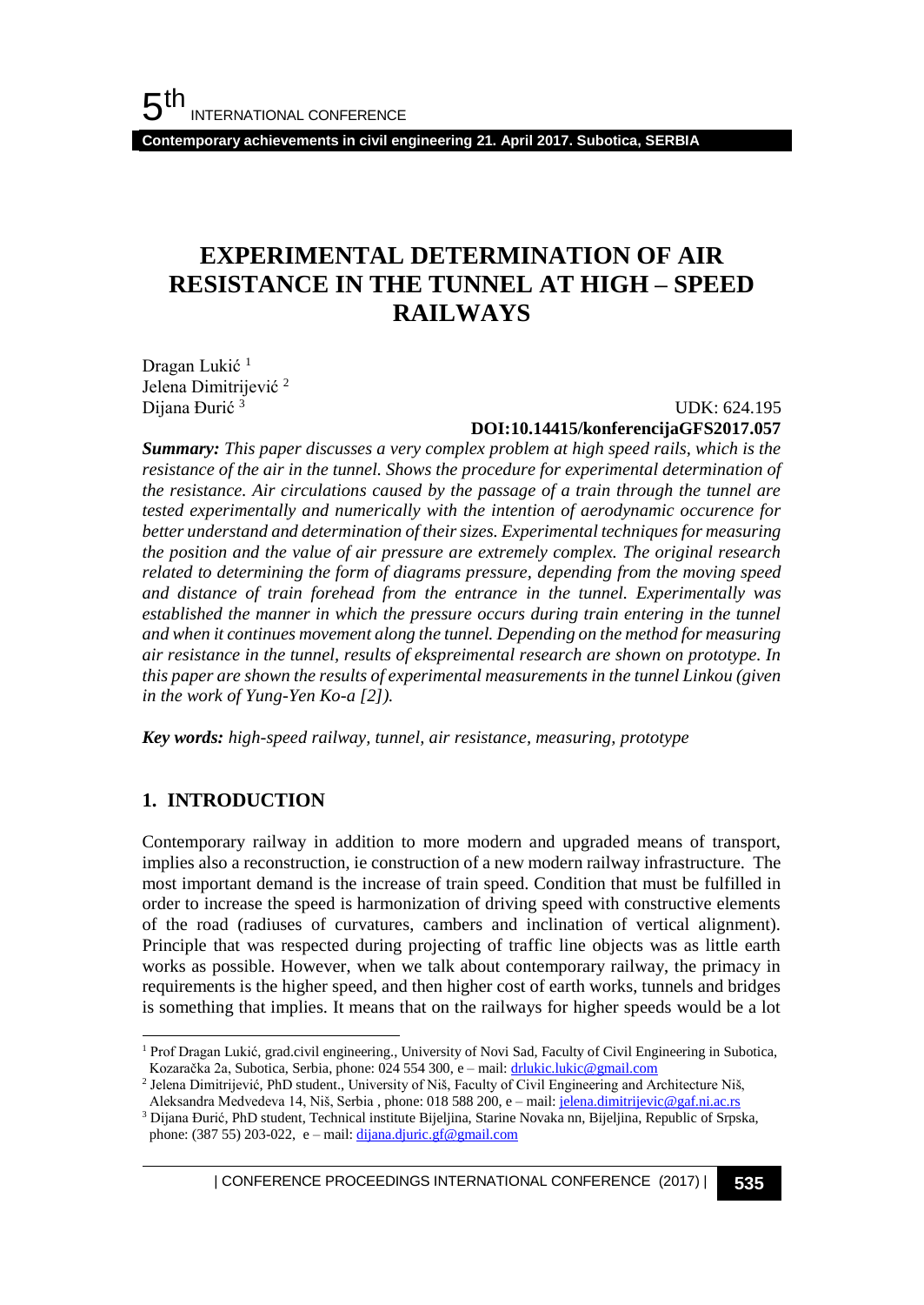# EXPERIMENTAL DETERMINATION OF AIR RESISTANCE IN THE TUNNEL AT HIGH – SPEED RAILWAYS

Dragan Lukić [1]
Jelena Dimitrijević [2]
Dijana Đurić [3]

UDK: 624.195
**DOI:10.14415/konferencijaGFS2017.057**

***Summary:*** *This paper discusses a very complex problem at high speed rails, which is the resistance of the air in the tunnel. Shows the procedure for experimental determination of the resistance. Air circulations caused by the passage of a train through the tunnel are tested experimentally and numerically with the intention of aerodynamic occurence for better understand and determination of their sizes. Experimental techniques for measuring the position and the value of air pressure are extremely complex. The original research related to determining the form of diagrams pressure, depending from the moving speed and distance of train forehead from the entrance in the tunnel. Experimentally was established the manner in which the pressure occurs during train entering in the tunnel and when it continues movement along the tunnel. Depending on the method for measuring air resistance in the tunnel, results of ekspreimental research are shown on prototype. In this paper are shown the results of experimental measurements in the tunnel Linkou (given in the work of Yung-Yen Ko-a [2]).*

***Key words:*** *high-speed railway, tunnel, air resistance, measuring, prototype*

## 1. INTRODUCTION

Contemporary railway in addition to more modern and upgraded means of transport, implies also a reconstruction, ie construction of a new modern railway infrastructure. The most important demand is the increase of train speed. Condition that must be fulfilled in order to increase the speed is harmonization of driving speed with constructive elements of the road (radiuses of curvatures, cambers and inclination of vertical alignment). Principle that was respected during projecting of traffic line objects was as little earth works as possible. However, when we talk about contemporary railway, the primacy in requirements is the higher speed, and then higher cost of earth works, tunnels and bridges is something that implies. It means that on the railways for higher speeds would be a lot

---

[1] Prof Dragan Lukić, grad.civil engineering., University of Novi Sad, Faculty of Civil Engineering in Subotica, Kozaračka 2a, Subotica, Serbia, phone: 024 554 300, e – mail: drlukic.lukic@gmail.com

[2] Jelena Dimitrijević, PhD student., University of Niš, Faculty of Civil Engineering and Architecture Niš, Aleksandra Medvedeva 14, Niš, Serbia , phone: 018 588 200, e – mail: jelena.dimitrijevic@gaf.ni.ac.rs

[3] Dijana Đurić, PhD student, Technical institute Bijeljina, Starine Novaka nn, Bijeljina, Republic of Srpska, phone: (387 55) 203-022, e – mail: dijana.djuric.gf@gmail.com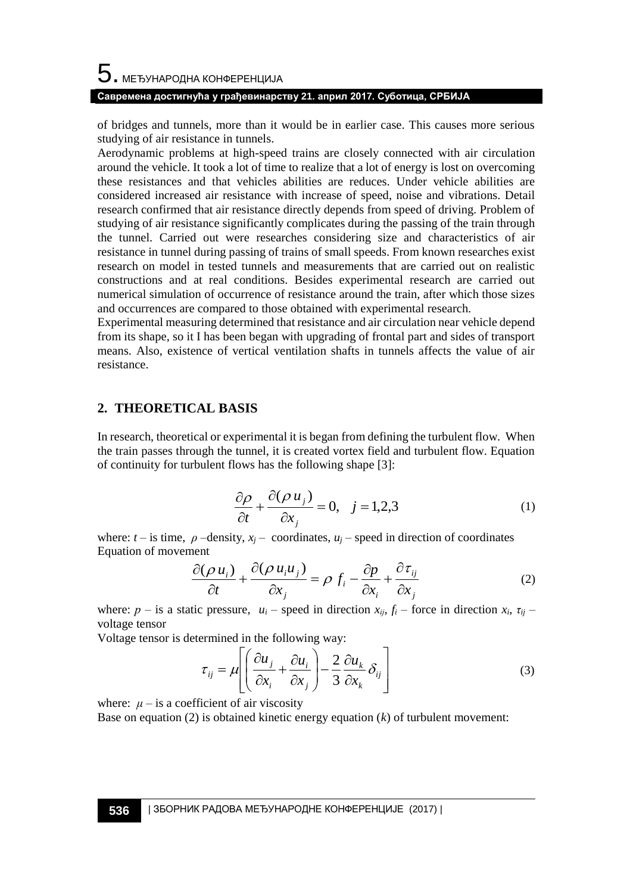of bridges and tunnels, more than it would be in earlier case. This causes more serious studying of air resistance in tunnels.

Aerodynamic problems at high-speed trains are closely connected with air circulation around the vehicle. It took a lot of time to realize that a lot of energy is lost on overcoming these resistances and that vehicles abilities are reduces. Under vehicle abilities are considered increased air resistance with increase of speed, noise and vibrations. Detail research confirmed that air resistance directly depends from speed of driving. Problem of studying of air resistance significantly complicates during the passing of the train through the tunnel. Carried out were researches considering size and characteristics of air resistance in tunnel during passing of trains of small speeds. From known researches exist research on model in tested tunnels and measurements that are carried out on realistic constructions and at real conditions. Besides experimental research are carried out numerical simulation of occurrence of resistance around the train, after which those sizes and occurrences are compared to those obtained with experimental research.

Experimental measuring determined that resistance and air circulation near vehicle depend from its shape, so it I has been began with upgrading of frontal part and sides of transport means. Also, existence of vertical ventilation shafts in tunnels affects the value of air resistance.

## 2. THEORETICAL BASIS

In research, theoretical or experimental it is began from defining the turbulent flow. When the train passes through the tunnel, it is created vortex field and turbulent flow. Equation of continuity for turbulent flows has the following shape [3]:

$$\frac{\partial \rho}{\partial t} + \frac{\partial (\rho u_j)}{\partial x_j} = 0, \quad j = 1,2,3 \tag{1}$$

where: $t$ – is time, $\rho$ –density, $x_j$ – coordinates, $u_j$ – speed in direction of coordinates

Equation of movement

$$\frac{\partial (\rho u_i)}{\partial t} + \frac{\partial (\rho u_i u_j)}{\partial x_j} = \rho f_i - \frac{\partial p}{\partial x_i} + \frac{\partial \tau_{ij}}{\partial x_j} \tag{2}$$

where: $p$ – is a static pressure, $u_i$ – speed in direction $x_{ij}$, $f_i$ – force in direction $x_i$, $\tau_{ij}$ – voltage tensor

Voltage tensor is determined in the following way:

$$\tau_{ij} = \mu \left[ \left( \frac{\partial u_j}{\partial x_i} + \frac{\partial u_i}{\partial x_j} \right) - \frac{2}{3} \frac{\partial u_k}{\partial x_k} \delta_{ij} \right] \tag{3}$$

where: $\mu$ – is a coefficient of air viscosity

Base on equation (2) is obtained kinetic energy equation ($k$) of turbulent movement: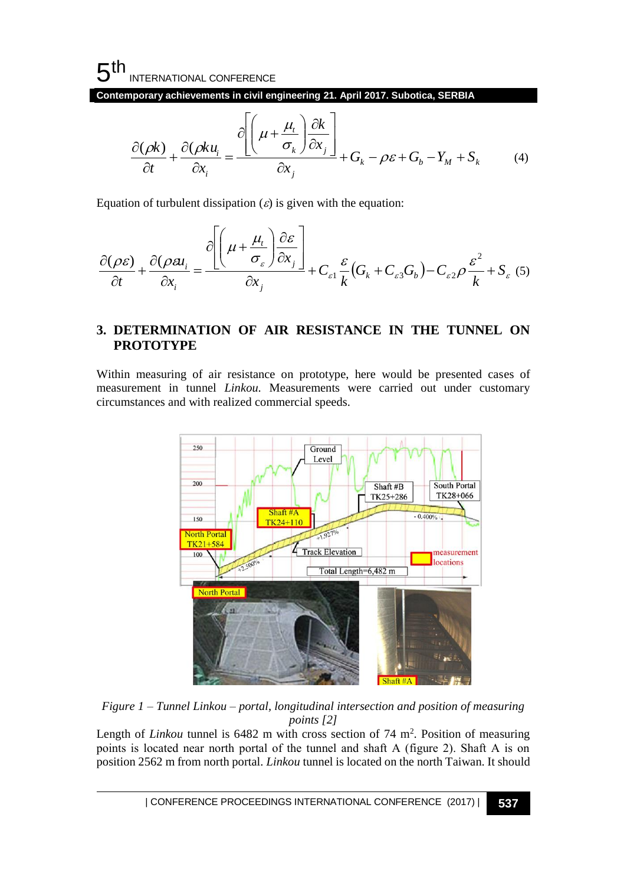$$\frac{\partial(\rho k)}{\partial t}+\frac{\partial(\rho k u_i)}{\partial x_i}=\frac{\partial\left[\left(\mu+\frac{\mu_t}{\sigma_k}\right)\frac{\partial k}{\partial x_j}\right]}{\partial x_j}+G_k-\rho\varepsilon+G_b-Y_M+S_k \qquad (4)$$

Equation of turbulent dissipation ($\varepsilon$) is given with the equation:

$$\frac{\partial(\rho\varepsilon)}{\partial t}+\frac{\partial(\rho\varepsilon u_i)}{\partial x_i}=\frac{\partial\left[\left(\mu+\frac{\mu_t}{\sigma_\varepsilon}\right)\frac{\partial \varepsilon}{\partial x_j}\right]}{\partial x_j}+C_{\varepsilon 1}\frac{\varepsilon}{k}\left(G_k+C_{\varepsilon 3}G_b\right)-C_{\varepsilon 2}\rho\frac{\varepsilon^2}{k}+S_\varepsilon \qquad (5)$$

## 3. DETERMINATION OF AIR RESISTANCE IN THE TUNNEL ON PROTOTYPE

Within measuring of air resistance on prototype, here would be presented cases of measurement in tunnel *Linkou.* Measurements were carried out under customary circumstances and with realized commercial speeds.

*Figure 1 – Tunnel Linkou – portal, longitudinal intersection and position of measuring points [2]*

Length of *Linkou* tunnel is 6482 m with cross section of 74 m$^2$. Position of measuring points is located near north portal of the tunnel and shaft A (figure 2). Shaft A is on position 2562 m from north portal. *Linkou* tunnel is located on the north Taiwan. It should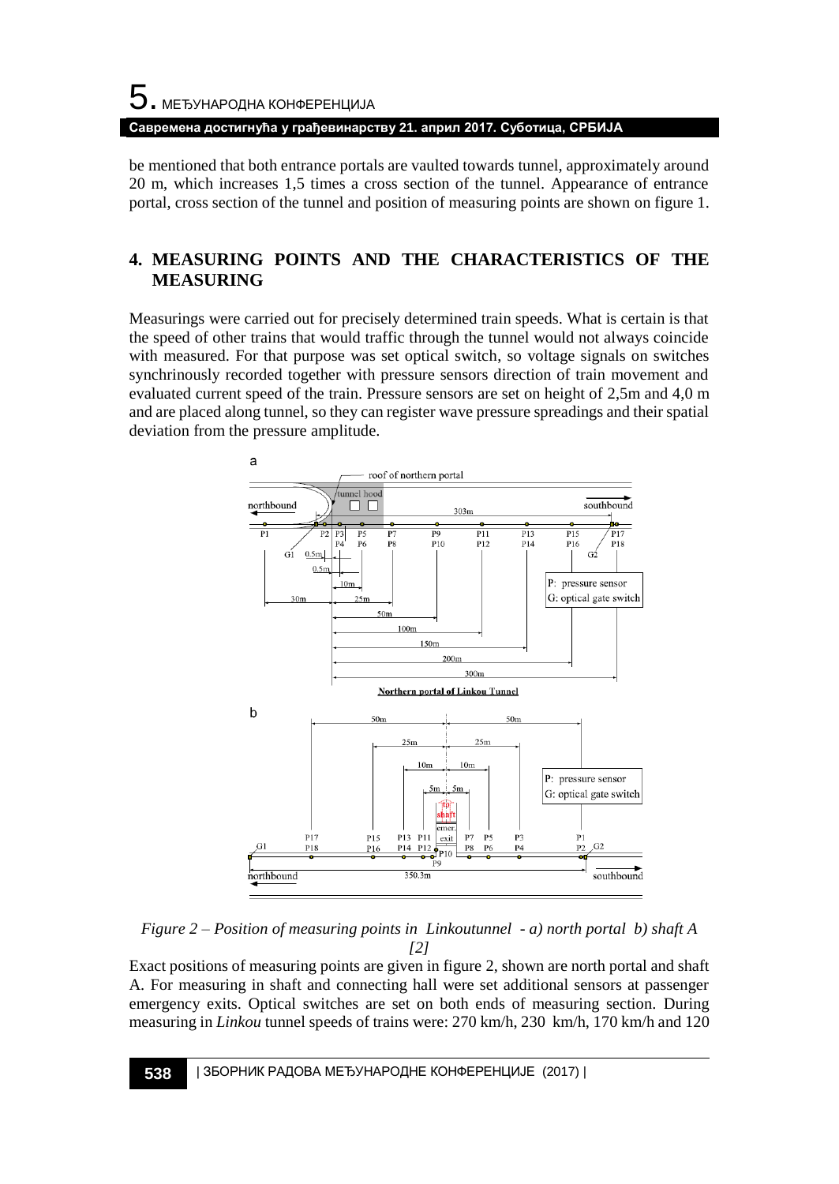be mentioned that both entrance portals are vaulted towards tunnel, approximately around 20 m, which increases 1,5 times a cross section of the tunnel. Appearance of entrance portal, cross section of the tunnel and position of measuring points are shown on figure 1.

## 4. MEASURING POINTS AND THE CHARACTERISTICS OF THE MEASURING

Measurings were carried out for precisely determined train speeds. What is certain is that the speed of other trains that would traffic through the tunnel would not always coincide with measured. For that purpose was set optical switch, so voltage signals on switches synchrinously recorded together with pressure sensors direction of train movement and evaluated current speed of the train. Pressure sensors are set on height of 2,5m and 4,0 m and are placed along tunnel, so they can register wave pressure spreadings and their spatial deviation from the pressure amplitude.

*Figure 2 – Position of measuring points in Linkoutunnel - a) north portal b) shaft A [2]*

Exact positions of measuring points are given in figure 2, shown are north portal and shaft A. For measuring in shaft and connecting hall were set additional sensors at passenger emergency exits. Optical switches are set on both ends of measuring section. During measuring in *Linkou* tunnel speeds of trains were: 270 km/h, 230 km/h, 170 km/h and 120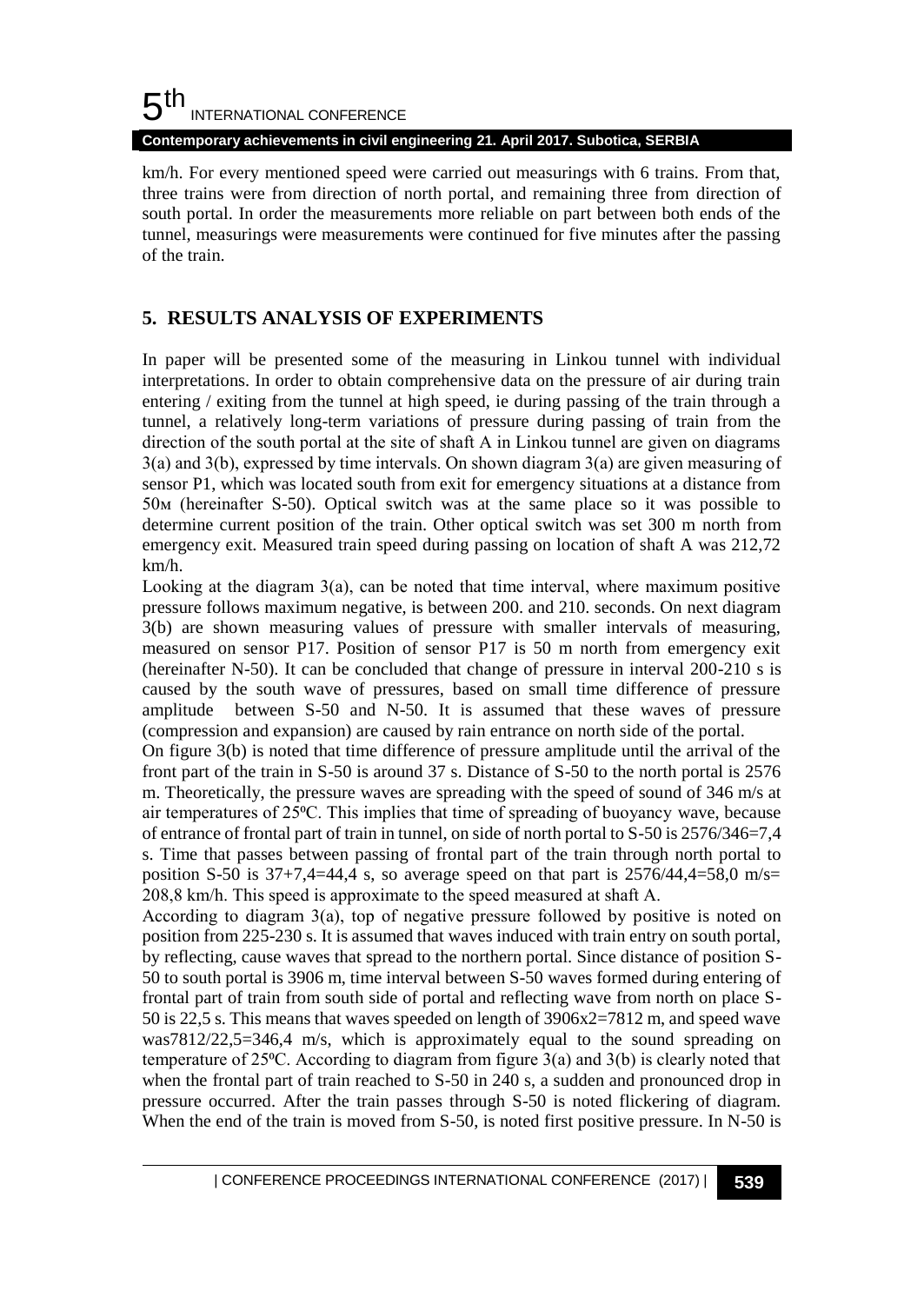km/h. For every mentioned speed were carried out measurings with 6 trains. From that, three trains were from direction of north portal, and remaining three from direction of south portal. In order the measurements more reliable on part between both ends of the tunnel, measurings were measurements were continued for five minutes after the passing of the train.

## 5. RESULTS ANALYSIS OF EXPERIMENTS

In paper will be presented some of the measuring in Linkou tunnel with individual interpretations. In order to obtain comprehensive data on the pressure of air during train entering / exiting from the tunnel at high speed, ie during passing of the train through a tunnel, a relatively long-term variations of pressure during passing of train from the direction of the south portal at the site of shaft A in Linkou tunnel are given on diagrams 3(a) and 3(b), expressed by time intervals. On shown diagram 3(a) are given measuring of sensor P1, which was located south from exit for emergency situations at a distance from 50м (hereinafter S-50). Optical switch was at the same place so it was possible to determine current position of the train. Other optical switch was set 300 m north from emergency exit. Measured train speed during passing on location of shaft A was 212,72 km/h.

Looking at the diagram 3(a), can be noted that time interval, where maximum positive pressure follows maximum negative, is between 200. and 210. seconds. On next diagram 3(b) are shown measuring values of pressure with smaller intervals of measuring, measured on sensor P17. Position of sensor P17 is 50 m north from emergency exit (hereinafter N-50). It can be concluded that change of pressure in interval 200-210 s is caused by the south wave of pressures, based on small time difference of pressure amplitude between S-50 and N-50. It is assumed that these waves of pressure (compression and expansion) are caused by rain entrance on north side of the portal.

On figure 3(b) is noted that time difference of pressure amplitude until the arrival of the front part of the train in S-50 is around 37 s. Distance of S-50 to the north portal is 2576 m. Theoretically, the pressure waves are spreading with the speed of sound of 346 m/s at air temperatures of 25ºC. This implies that time of spreading of buoyancy wave, because of entrance of frontal part of train in tunnel, on side of north portal to S-50 is 2576/346=7,4 s. Time that passes between passing of frontal part of the train through north portal to position S-50 is 37+7,4=44,4 s, so average speed on that part is 2576/44,4=58,0 m/s= 208,8 km/h. This speed is approximate to the speed measured at shaft A.

According to diagram 3(a), top of negative pressure followed by positive is noted on position from 225-230 s. It is assumed that waves induced with train entry on south portal, by reflecting, cause waves that spread to the northern portal. Since distance of position S-50 to south portal is 3906 m, time interval between S-50 waves formed during entering of frontal part of train from south side of portal and reflecting wave from north on place S-50 is 22,5 s. This means that waves speeded on length of 3906x2=7812 m, and speed wave was7812/22,5=346,4 m/s, which is approximately equal to the sound spreading on temperature of 25ºC. According to diagram from figure 3(a) and 3(b) is clearly noted that when the frontal part of train reached to S-50 in 240 s, a sudden and pronounced drop in pressure occurred. After the train passes through S-50 is noted flickering of diagram. When the end of the train is moved from S-50, is noted first positive pressure. In N-50 is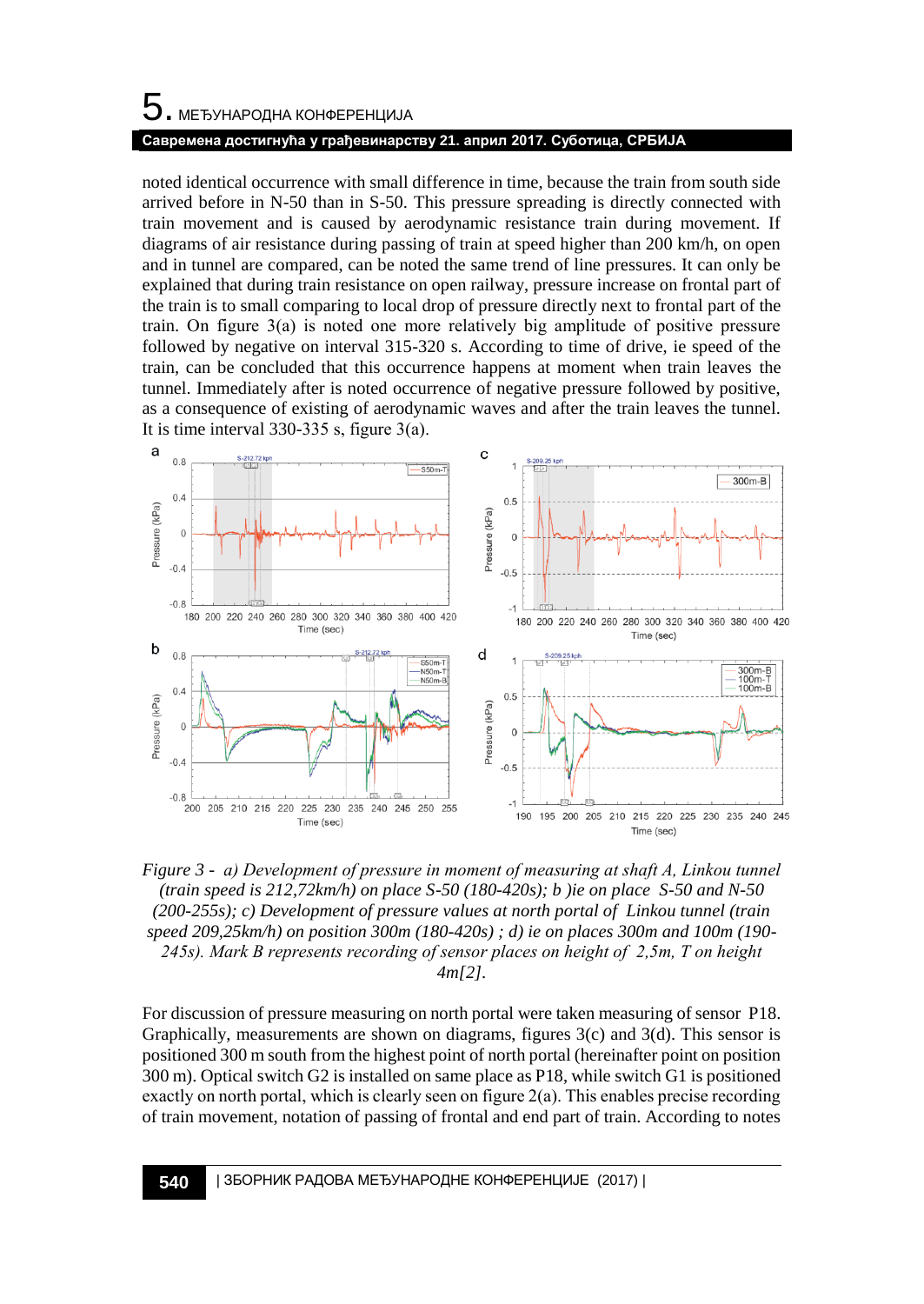noted identical occurrence with small difference in time, because the train from south side arrived before in N-50 than in S-50. This pressure spreading is directly connected with train movement and is caused by aerodynamic resistance train during movement. If diagrams of air resistance during passing of train at speed higher than 200 km/h, on open and in tunnel are compared, can be noted the same trend of line pressures. It can only be explained that during train resistance on open railway, pressure increase on frontal part of the train is to small comparing to local drop of pressure directly next to frontal part of the train. On figure 3(a) is noted one more relatively big amplitude of positive pressure followed by negative on interval 315-320 s. According to time of drive, ie speed of the train, can be concluded that this occurrence happens at moment when train leaves the tunnel. Immediately after is noted occurrence of negative pressure followed by positive, as a consequence of existing of aerodynamic waves and after the train leaves the tunnel. It is time interval 330-335 s, figure 3(a).

*Figure 3 - a) Development of pressure in moment of measuring at shaft A, Linkou tunnel (train speed is 212,72km/h) on place S-50 (180-420s); b )ie on place S-50 and N-50 (200-255s); c) Development of pressure values at north portal of Linkou tunnel (train speed 209,25km/h) on position 300m (180-420s) ; d) ie on places 300m and 100m (190-245s). Mark B represents recording of sensor places on height of 2,5m, T on height 4m[2].*

For discussion of pressure measuring on north portal were taken measuring of sensor P18. Graphically, measurements are shown on diagrams, figures 3(c) and 3(d). This sensor is positioned 300 m south from the highest point of north portal (hereinafter point on position 300 m). Optical switch G2 is installed on same place as P18, while switch G1 is positioned exactly on north portal, which is clearly seen on figure 2(a). This enables precise recording of train movement, notation of passing of frontal and end part of train. According to notes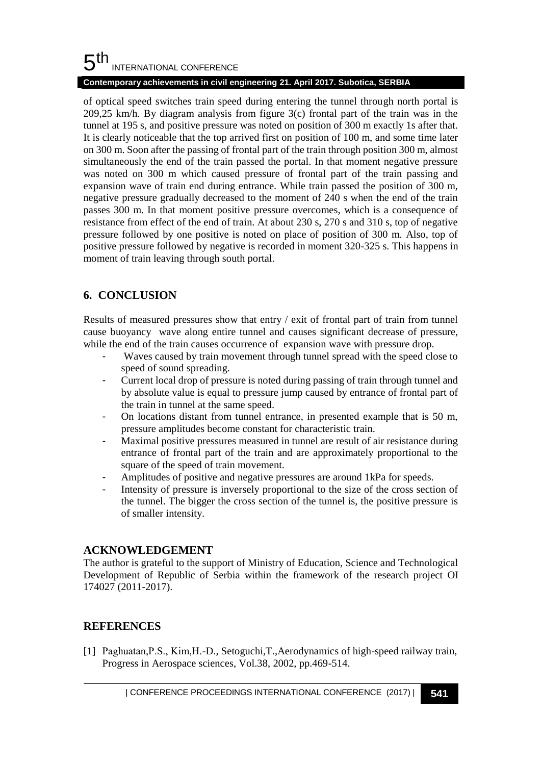of optical speed switches train speed during entering the tunnel through north portal is 209,25 km/h. By diagram analysis from figure 3(c) frontal part of the train was in the tunnel at 195 s, and positive pressure was noted on position of 300 m exactly 1s after that. It is clearly noticeable that the top arrived first on position of 100 m, and some time later on 300 m. Soon after the passing of frontal part of the train through position 300 m, almost simultaneously the end of the train passed the portal. In that moment negative pressure was noted on 300 m which caused pressure of frontal part of the train passing and expansion wave of train end during entrance. While train passed the position of 300 m, negative pressure gradually decreased to the moment of 240 s when the end of the train passes 300 m. In that moment positive pressure overcomes, which is a consequence of resistance from effect of the end of train. At about 230 s, 270 s and 310 s, top of negative pressure followed by one positive is noted on place of position of 300 m. Also, top of positive pressure followed by negative is recorded in moment 320-325 s. This happens in moment of train leaving through south portal.

## 6. CONCLUSION

Results of measured pressures show that entry / exit of frontal part of train from tunnel cause buoyancy wave along entire tunnel and causes significant decrease of pressure, while the end of the train causes occurrence of expansion wave with pressure drop.

- Waves caused by train movement through tunnel spread with the speed close to speed of sound spreading.
- Current local drop of pressure is noted during passing of train through tunnel and by absolute value is equal to pressure jump caused by entrance of frontal part of the train in tunnel at the same speed.
- On locations distant from tunnel entrance, in presented example that is 50 m, pressure amplitudes become constant for characteristic train.
- Maximal positive pressures measured in tunnel are result of air resistance during entrance of frontal part of the train and are approximately proportional to the square of the speed of train movement.
- Amplitudes of positive and negative pressures are around 1kPa for speeds.
- Intensity of pressure is inversely proportional to the size of the cross section of the tunnel. The bigger the cross section of the tunnel is, the positive pressure is of smaller intensity.

## ACKNOWLEDGEMENT

The author is grateful to the support of Ministry of Education, Science and Technological Development of Republic of Serbia within the framework of the research project OI 174027 (2011-2017).

## REFERENCES

[1] Paghuatan,P.S., Kim,H.-D., Setoguchi,T.,Aerodynamics of high-speed railway train, Progress in Aerospace sciences, Vol.38, 2002, pp.469-514.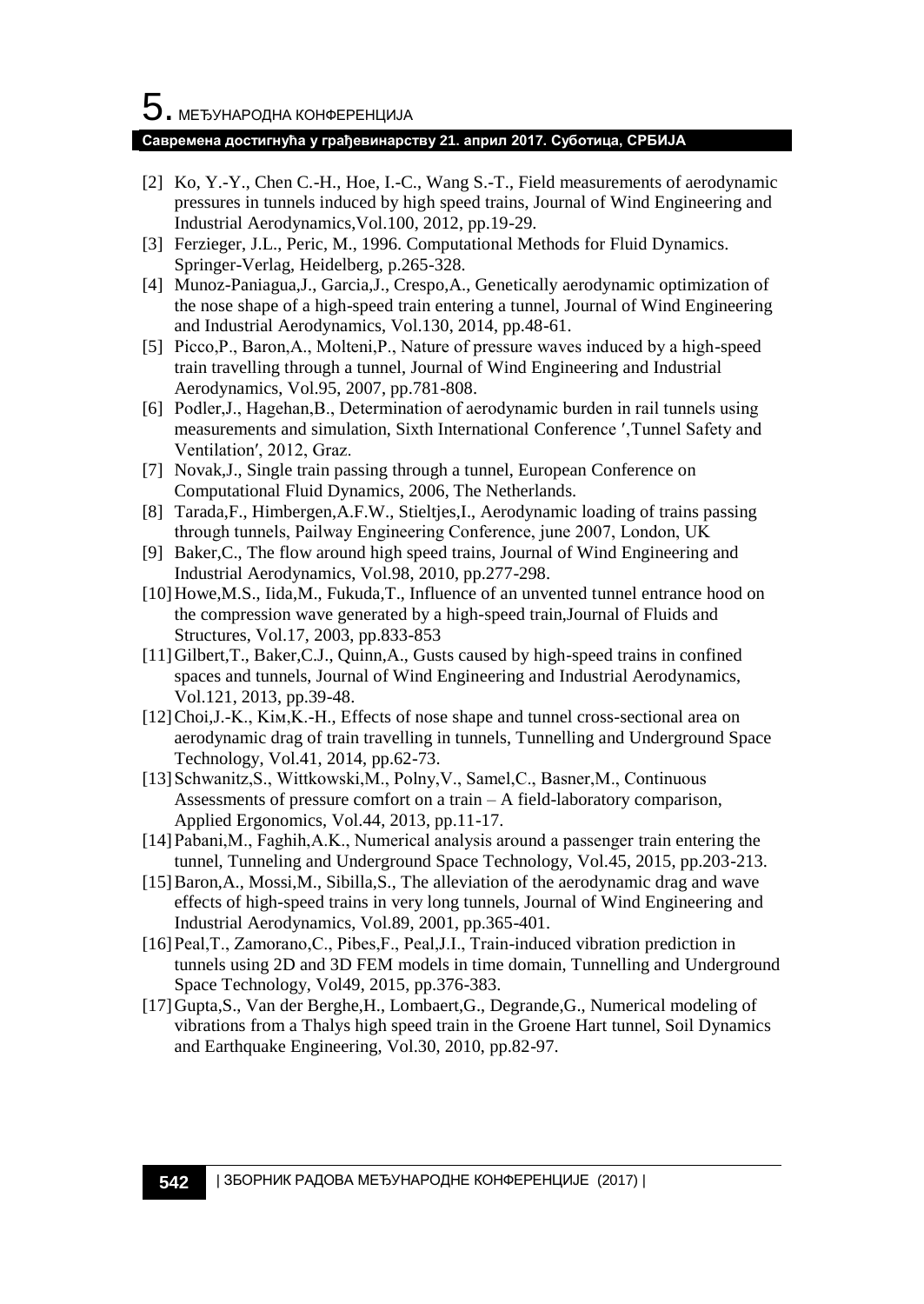[2] Ko, Y.-Y., Chen C.-H., Hoe, I.-C., Wang S.-T., Field measurements of aerodynamic pressures in tunnels induced by high speed trains, Journal of Wind Engineering and Industrial Aerodynamics,Vol.100, 2012, pp.19-29.

[3] Ferzieger, J.L., Peric, M., 1996. Computational Methods for Fluid Dynamics. Springer-Verlag, Heidelberg, p.265-328.

[4] Munoz-Paniagua,J., Garcia,J., Crespo,A., Genetically aerodynamic optimization of the nose shape of a high-speed train entering a tunnel, Journal of Wind Engineering and Industrial Aerodynamics, Vol.130, 2014, pp.48-61.

[5] Picco,P., Baron,A., Molteni,P., Nature of pressure waves induced by a high-speed train travelling through a tunnel, Journal of Wind Engineering and Industrial Aerodynamics, Vol.95, 2007, pp.781-808.

[6] Podler,J., Hagehan,B., Determination of aerodynamic burden in rail tunnels using measurements and simulation, Sixth International Conference ′,Tunnel Safety and Ventilation′, 2012, Graz.

[7] Novak,J., Single train passing through a tunnel, European Conference on Computational Fluid Dynamics, 2006, The Netherlands.

[8] Tarada,F., Himbergen,A.F.W., Stieltjes,I., Aerodynamic loading of trains passing through tunnels, Pailway Engineering Conference, june 2007, London, UK

[9] Baker,C., The flow around high speed trains, Journal of Wind Engineering and Industrial Aerodynamics, Vol.98, 2010, pp.277-298.

[10] Howe,M.S., Iida,M., Fukuda,T., Influence of an unvented tunnel entrance hood on the compression wave generated by a high-speed train,Journal of Fluids and Structures, Vol.17, 2003, pp.833-853

[11] Gilbert,T., Baker,C.J., Quinn,A., Gusts caused by high-speed trains in confined spaces and tunnels, Journal of Wind Engineering and Industrial Aerodynamics, Vol.121, 2013, pp.39-48.

[12] Choi,J.-K., Kiм,K.-H., Effects of nose shape and tunnel cross-sectional area on aerodynamic drag of train travelling in tunnels, Tunnelling and Underground Space Technology, Vol.41, 2014, pp.62-73.

[13] Schwanitz,S., Wittkowski,M., Polny,V., Samel,C., Basner,M., Continuous Assessments of pressure comfort on a train – A field-laboratory comparison, Applied Ergonomics, Vol.44, 2013, pp.11-17.

[14] Pabani,M., Faghih,A.K., Numerical analysis around a passenger train entering the tunnel, Tunneling and Underground Space Technology, Vol.45, 2015, pp.203-213.

[15] Baron,A., Mossi,M., Sibilla,S., The alleviation of the aerodynamic drag and wave effects of high-speed trains in very long tunnels, Journal of Wind Engineering and Industrial Aerodynamics, Vol.89, 2001, pp.365-401.

[16] Peal,T., Zamorano,C., Pibes,F., Peal,J.I., Train-induced vibration prediction in tunnels using 2D and 3D FEM models in time domain, Tunnelling and Underground Space Technology, Vol49, 2015, pp.376-383.

[17] Gupta,S., Van der Berghe,H., Lombaert,G., Degrande,G., Numerical modeling of vibrations from a Thalys high speed train in the Groene Hart tunnel, Soil Dynamics and Earthquake Engineering, Vol.30, 2010, pp.82-97.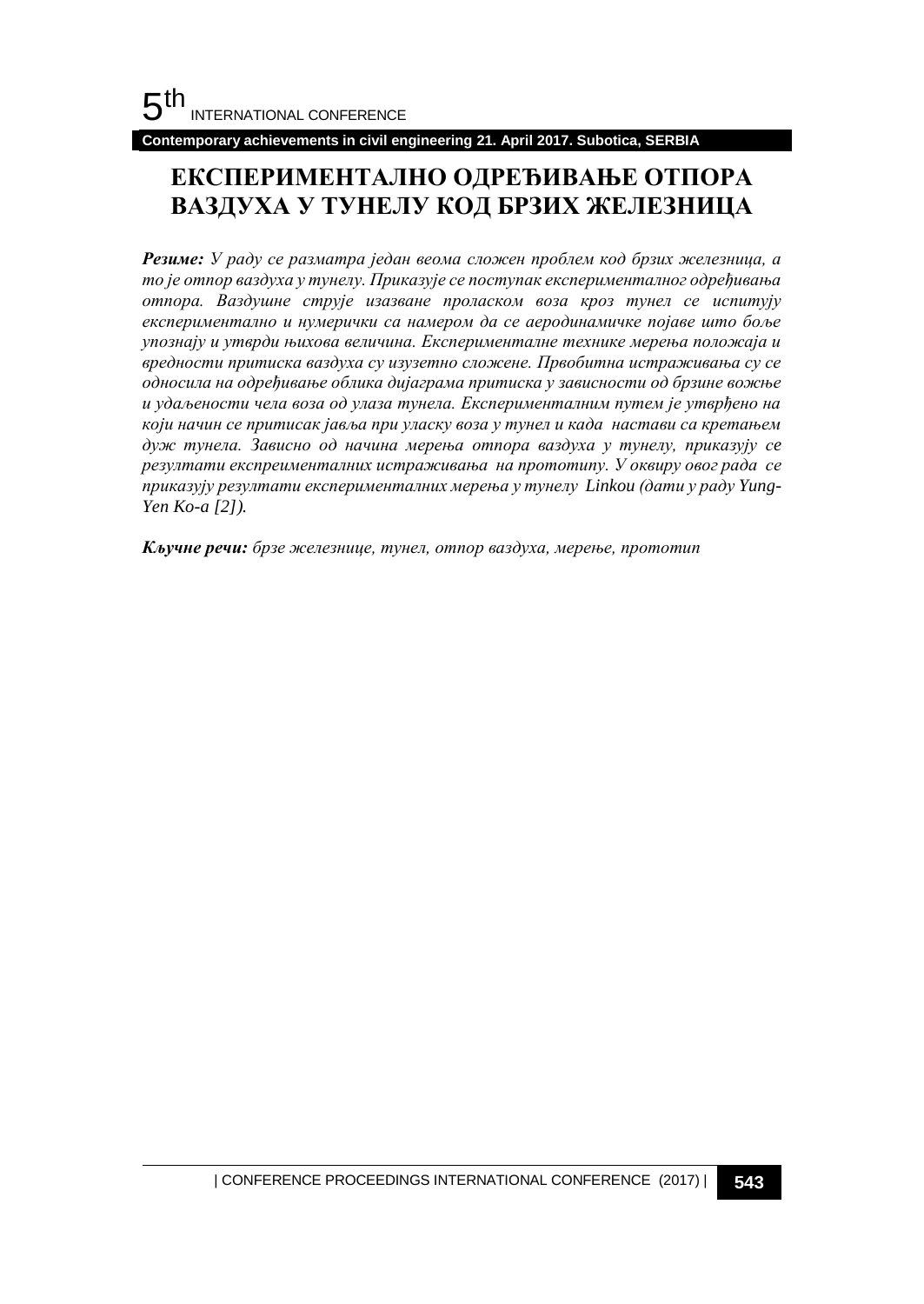# ЕКСПЕРИМЕНТАЛНО ОДРЕЂИВАЊЕ ОТПОРА ВАЗДУХА У ТУНЕЛУ КОД БРЗИХ ЖЕЛЕЗНИЦА

***Резиме:*** *У раду се разматра један веома сложен проблем код брзих железница, а то је отпор ваздуха у тунелу. Приказује се поступак експерименталног одређивања отпора. Ваздушне струје изазване проласком воза кроз тунел се испитују експериментално и нумерички са намером да се аеродинамичке појаве што боље упознају и утврди њихова величина. Експерименталне технике мерења положаја и вредности притиска ваздуха су изузетно сложене. Првобитна истраживања су се односила на одређивање облика дијаграма притиска у зависности од брзине вожње и удаљености чела воза од улаза тунела. Експерименталним путем је утврђено на који начин се притисак јавља при уласку воза у тунел и када настави са кретањем дуж тунела. Зависно од начина мерења отпора ваздуха у тунелу, приказују се резултати експреименталних истраживања на прототипу. У оквиру овог рада се приказују резултати експерименталних мерења у тунелу Linkou (дати у раду Yung-Yen Ko-a [2]).*

***Кључне речи:*** *брзе железнице, тунел, отпор ваздуха, мерење, прототип*